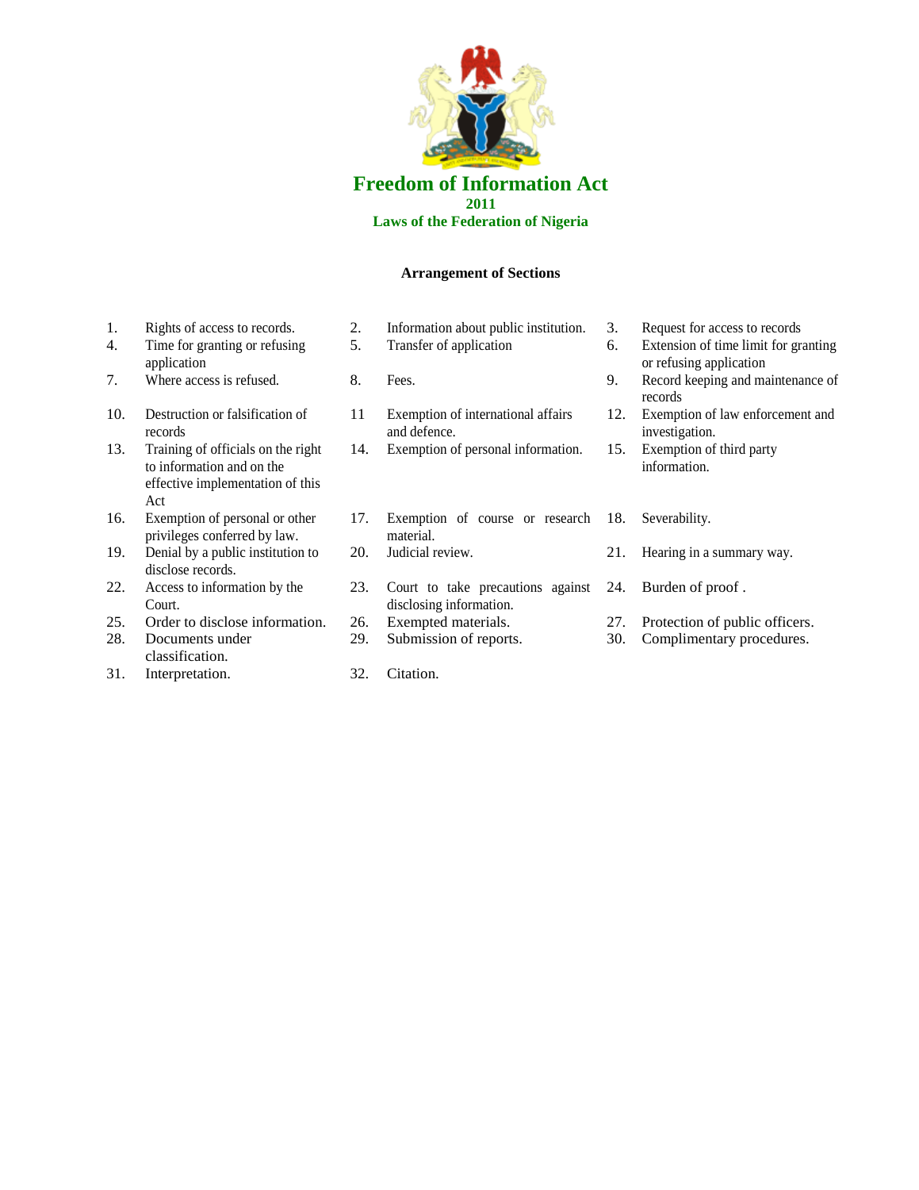# Freedom of Information Act

**2011**

**Laws of the Federation of Nigeria**

## Arrangement of Sections

1. Rights of access to records.
2. Information about public institution.
3. Request for access to records
4. Time for granting or refusing application
5. Transfer of application
6. Extension of time limit for granting or refusing application
7. Where access is refused.
8. Fees.
9. Record keeping and maintenance of records
10. Destruction or falsification of records
11. Exemption of international affairs and defence.
12. Exemption of law enforcement and investigation.
13. Training of officials on the right to information and on the effective implementation of this Act
14. Exemption of personal information.
15. Exemption of third party information.
16. Exemption of personal or other privileges conferred by law.
17. Exemption of course or research material.
18. Severability.
19. Denial by a public institution to disclose records.
20. Judicial review.
21. Hearing in a summary way.
22. Access to information by the Court.
23. Court to take precautions against disclosing information.
24. Burden of proof .
25. Order to disclose information.
26. Exempted materials.
27. Protection of public officers.
28. Documents under classification.
29. Submission of reports.
30. Complimentary procedures.
31. Interpretation.
32. Citation.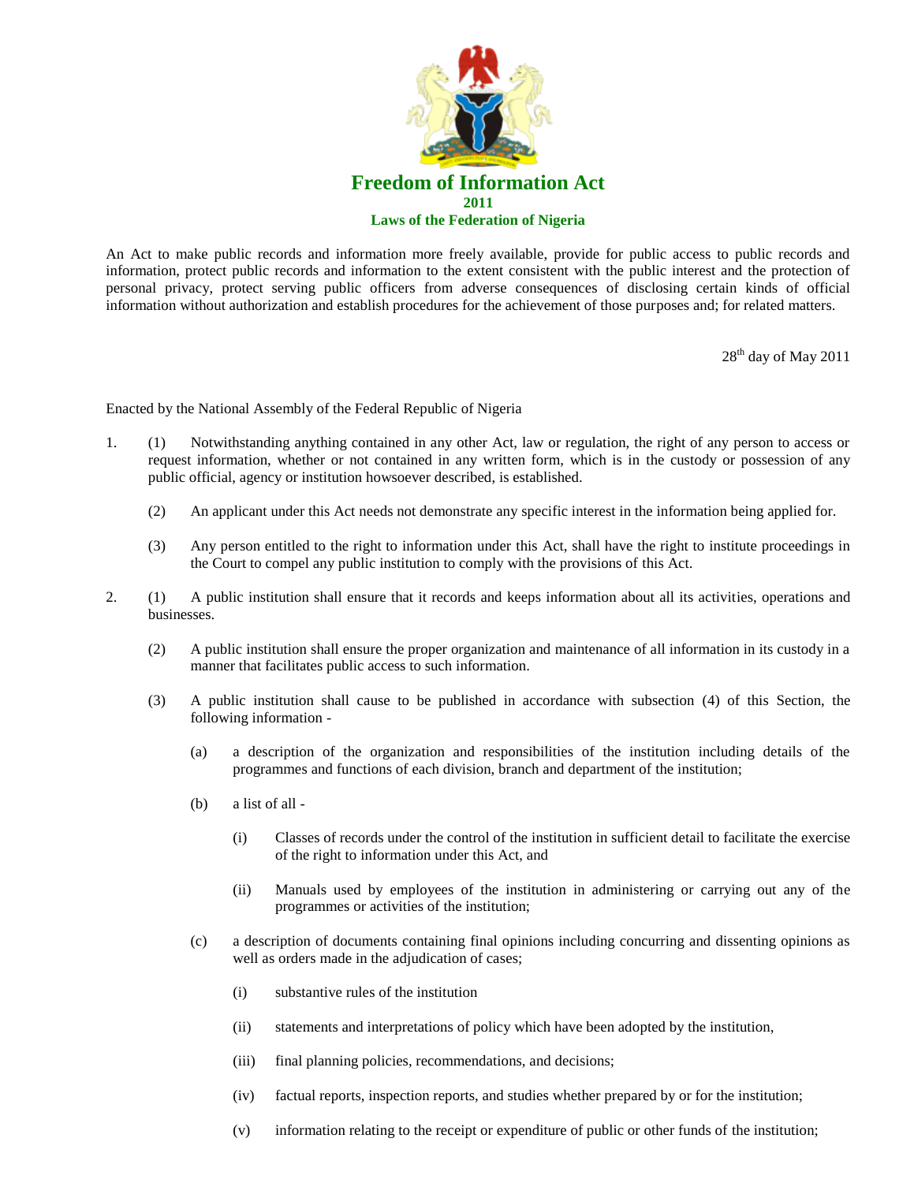# Freedom of Information Act

**2011**

**Laws of the Federation of Nigeria**

An Act to make public records and information more freely available, provide for public access to public records and information, protect public records and information to the extent consistent with the public interest and the protection of personal privacy, protect serving public officers from adverse consequences of disclosing certain kinds of official information without authorization and establish procedures for the achievement of those purposes and; for related matters.

28th day of May 2011

Enacted by the National Assembly of the Federal Republic of Nigeria

1. (1) Notwithstanding anything contained in any other Act, law or regulation, the right of any person to access or request information, whether or not contained in any written form, which is in the custody or possession of any public official, agency or institution howsoever described, is established.

   (2) An applicant under this Act needs not demonstrate any specific interest in the information being applied for.

   (3) Any person entitled to the right to information under this Act, shall have the right to institute proceedings in the Court to compel any public institution to comply with the provisions of this Act.

2. (1) A public institution shall ensure that it records and keeps information about all its activities, operations and businesses.

   (2) A public institution shall ensure the proper organization and maintenance of all information in its custody in a manner that facilitates public access to such information.

   (3) A public institution shall cause to be published in accordance with subsection (4) of this Section, the following information -

   (a) a description of the organization and responsibilities of the institution including details of the programmes and functions of each division, branch and department of the institution;

   (b) a list of all -

   (i) Classes of records under the control of the institution in sufficient detail to facilitate the exercise of the right to information under this Act, and

   (ii) Manuals used by employees of the institution in administering or carrying out any of the programmes or activities of the institution;

   (c) a description of documents containing final opinions including concurring and dissenting opinions as well as orders made in the adjudication of cases;

   (i) substantive rules of the institution

   (ii) statements and interpretations of policy which have been adopted by the institution,

   (iii) final planning policies, recommendations, and decisions;

   (iv) factual reports, inspection reports, and studies whether prepared by or for the institution;

   (v) information relating to the receipt or expenditure of public or other funds of the institution;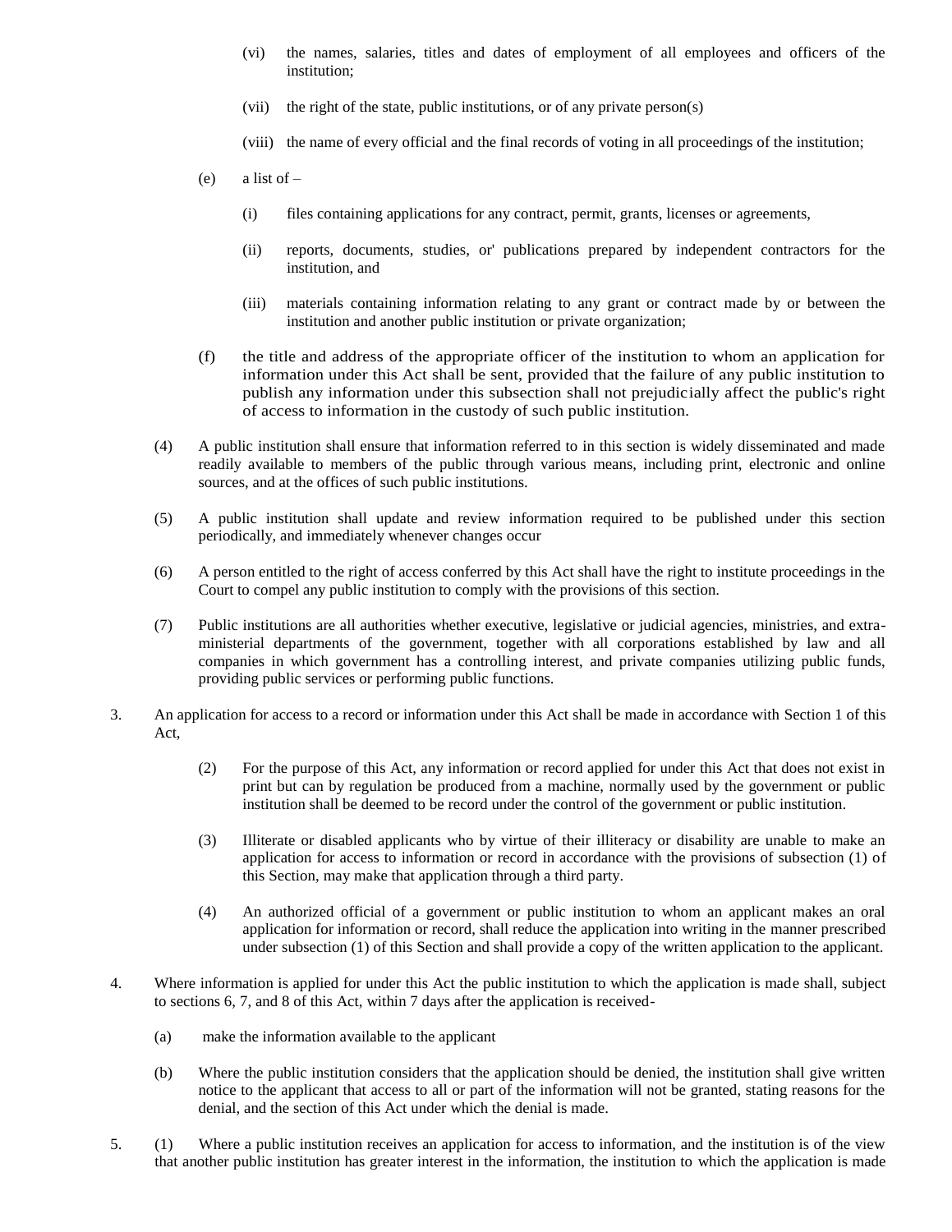(vi) the names, salaries, titles and dates of employment of all employees and officers of the institution;

(vii) the right of the state, public institutions, or of any private person(s)

(viii) the name of every official and the final records of voting in all proceedings of the institution;

(e) a list of –

(i) files containing applications for any contract, permit, grants, licenses or agreements,

(ii) reports, documents, studies, or' publications prepared by independent contractors for the institution, and

(iii) materials containing information relating to any grant or contract made by or between the institution and another public institution or private organization;

(f) the title and address of the appropriate officer of the institution to whom an application for information under this Act shall be sent, provided that the failure of any public institution to publish any information under this subsection shall not prejudicially affect the public's right of access to information in the custody of such public institution.

(4) A public institution shall ensure that information referred to in this section is widely disseminated and made readily available to members of the public through various means, including print, electronic and online sources, and at the offices of such public institutions.

(5) A public institution shall update and review information required to be published under this section periodically, and immediately whenever changes occur

(6) A person entitled to the right of access conferred by this Act shall have the right to institute proceedings in the Court to compel any public institution to comply with the provisions of this section.

(7) Public institutions are all authorities whether executive, legislative or judicial agencies, ministries, and extra-ministerial departments of the government, together with all corporations established by law and all companies in which government has a controlling interest, and private companies utilizing public funds, providing public services or performing public functions.

3. An application for access to a record or information under this Act shall be made in accordance with Section 1 of this Act,

(2) For the purpose of this Act, any information or record applied for under this Act that does not exist in print but can by regulation be produced from a machine, normally used by the government or public institution shall be deemed to be record under the control of the government or public institution.

(3) Illiterate or disabled applicants who by virtue of their illiteracy or disability are unable to make an application for access to information or record in accordance with the provisions of subsection (1) of this Section, may make that application through a third party.

(4) An authorized official of a government or public institution to whom an applicant makes an oral application for information or record, shall reduce the application into writing in the manner prescribed under subsection (1) of this Section and shall provide a copy of the written application to the applicant.

4. Where information is applied for under this Act the public institution to which the application is made shall, subject to sections 6, 7, and 8 of this Act, within 7 days after the application is received-

(a) make the information available to the applicant

(b) Where the public institution considers that the application should be denied, the institution shall give written notice to the applicant that access to all or part of the information will not be granted, stating reasons for the denial, and the section of this Act under which the denial is made.

5. (1) Where a public institution receives an application for access to information, and the institution is of the view that another public institution has greater interest in the information, the institution to which the application is made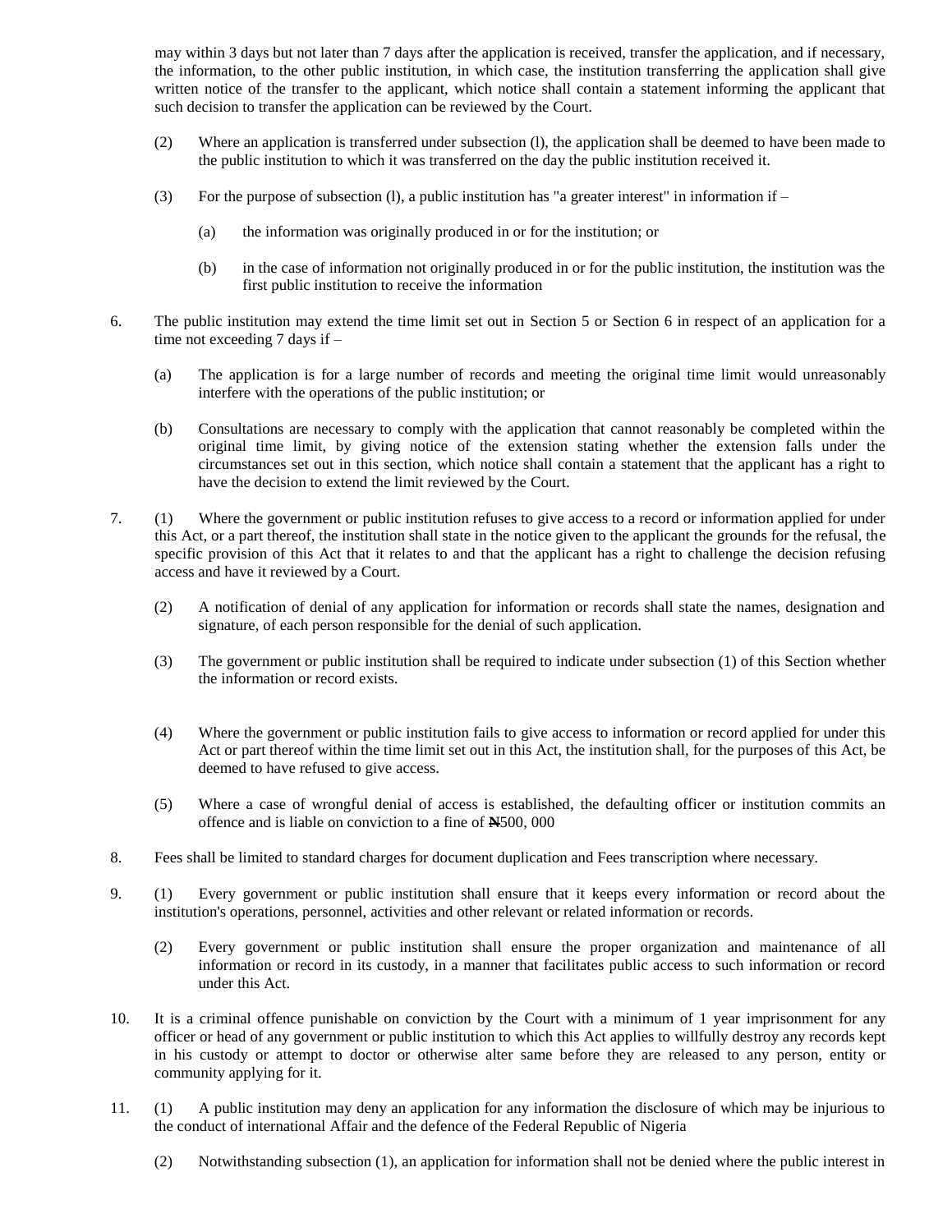may within 3 days but not later than 7 days after the application is received, transfer the application, and if necessary, the information, to the other public institution, in which case, the institution transferring the application shall give written notice of the transfer to the applicant, which notice shall contain a statement informing the applicant that such decision to transfer the application can be reviewed by the Court.

(2) Where an application is transferred under subsection (l), the application shall be deemed to have been made to the public institution to which it was transferred on the day the public institution received it.

(3) For the purpose of subsection (l), a public institution has "a greater interest" in information if –

(a) the information was originally produced in or for the institution; or

(b) in the case of information not originally produced in or for the public institution, the institution was the first public institution to receive the information

6. The public institution may extend the time limit set out in Section 5 or Section 6 in respect of an application for a time not exceeding 7 days if –

(a) The application is for a large number of records and meeting the original time limit would unreasonably interfere with the operations of the public institution; or

(b) Consultations are necessary to comply with the application that cannot reasonably be completed within the original time limit, by giving notice of the extension stating whether the extension falls under the circumstances set out in this section, which notice shall contain a statement that the applicant has a right to have the decision to extend the limit reviewed by the Court.

7. (1) Where the government or public institution refuses to give access to a record or information applied for under this Act, or a part thereof, the institution shall state in the notice given to the applicant the grounds for the refusal, the specific provision of this Act that it relates to and that the applicant has a right to challenge the decision refusing access and have it reviewed by a Court.

(2) A notification of denial of any application for information or records shall state the names, designation and signature, of each person responsible for the denial of such application.

(3) The government or public institution shall be required to indicate under subsection (1) of this Section whether the information or record exists.

(4) Where the government or public institution fails to give access to information or record applied for under this Act or part thereof within the time limit set out in this Act, the institution shall, for the purposes of this Act, be deemed to have refused to give access.

(5) Where a case of wrongful denial of access is established, the defaulting officer or institution commits an offence and is liable on conviction to a fine of ₦500, 000

8. Fees shall be limited to standard charges for document duplication and Fees transcription where necessary.

9. (1) Every government or public institution shall ensure that it keeps every information or record about the institution's operations, personnel, activities and other relevant or related information or records.

(2) Every government or public institution shall ensure the proper organization and maintenance of all information or record in its custody, in a manner that facilitates public access to such information or record under this Act.

10. It is a criminal offence punishable on conviction by the Court with a minimum of 1 year imprisonment for any officer or head of any government or public institution to which this Act applies to willfully destroy any records kept in his custody or attempt to doctor or otherwise alter same before they are released to any person, entity or community applying for it.

11. (1) A public institution may deny an application for any information the disclosure of which may be injurious to the conduct of international Affair and the defence of the Federal Republic of Nigeria

(2) Notwithstanding subsection (1), an application for information shall not be denied where the public interest in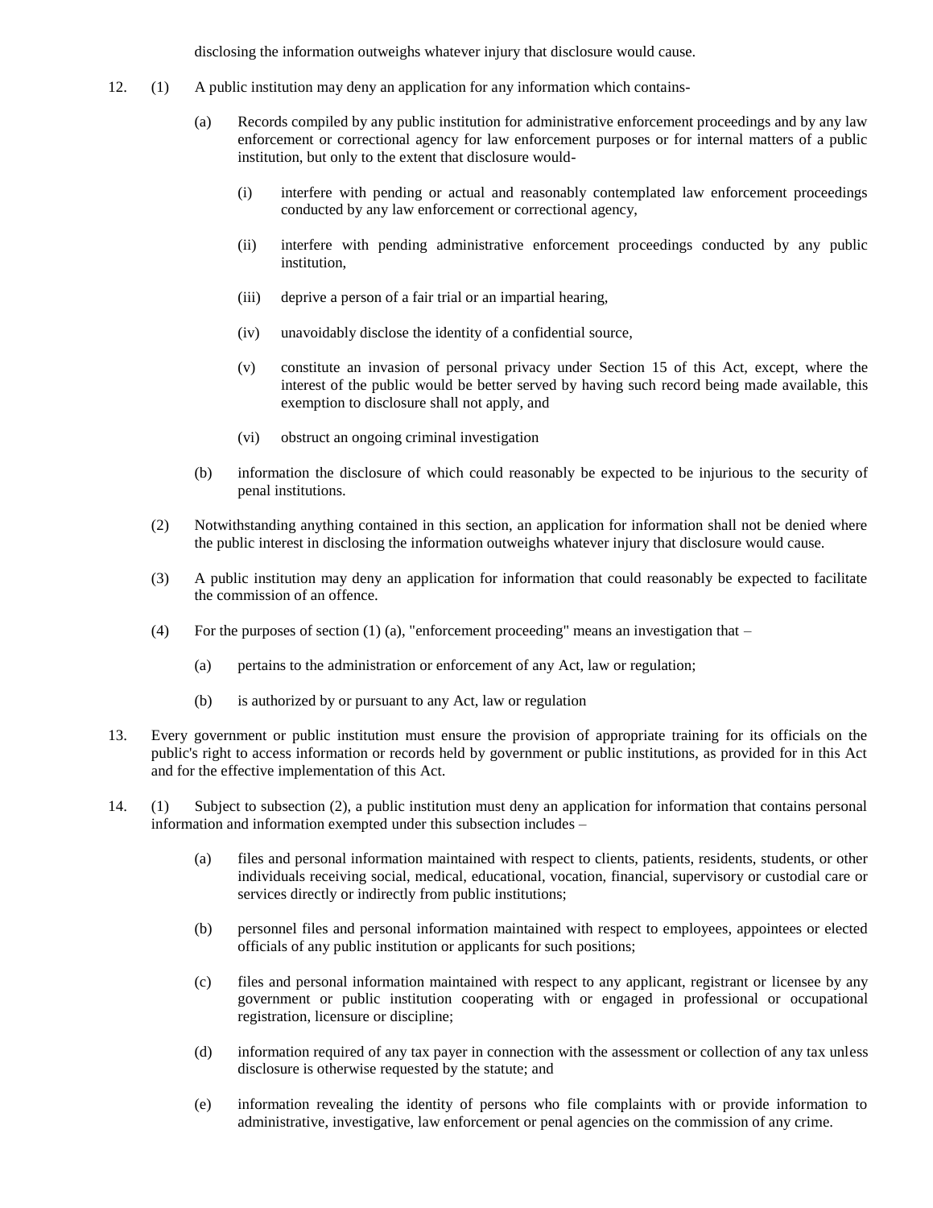disclosing the information outweighs whatever injury that disclosure would cause.

12. (1) A public institution may deny an application for any information which contains-

    (a) Records compiled by any public institution for administrative enforcement proceedings and by any law enforcement or correctional agency for law enforcement purposes or for internal matters of a public institution, but only to the extent that disclosure would-

        (i) interfere with pending or actual and reasonably contemplated law enforcement proceedings conducted by any law enforcement or correctional agency,

        (ii) interfere with pending administrative enforcement proceedings conducted by any public institution,

        (iii) deprive a person of a fair trial or an impartial hearing,

        (iv) unavoidably disclose the identity of a confidential source,

        (v) constitute an invasion of personal privacy under Section 15 of this Act, except, where the interest of the public would be better served by having such record being made available, this exemption to disclosure shall not apply, and

        (vi) obstruct an ongoing criminal investigation

    (b) information the disclosure of which could reasonably be expected to be injurious to the security of penal institutions.

(2) Notwithstanding anything contained in this section, an application for information shall not be denied where the public interest in disclosing the information outweighs whatever injury that disclosure would cause.

(3) A public institution may deny an application for information that could reasonably be expected to facilitate the commission of an offence.

(4) For the purposes of section (1) (a), "enforcement proceeding" means an investigation that –

    (a) pertains to the administration or enforcement of any Act, law or regulation;

    (b) is authorized by or pursuant to any Act, law or regulation

13. Every government or public institution must ensure the provision of appropriate training for its officials on the public's right to access information or records held by government or public institutions, as provided for in this Act and for the effective implementation of this Act.

14. (1) Subject to subsection (2), a public institution must deny an application for information that contains personal information and information exempted under this subsection includes –

    (a) files and personal information maintained with respect to clients, patients, residents, students, or other individuals receiving social, medical, educational, vocation, financial, supervisory or custodial care or services directly or indirectly from public institutions;

    (b) personnel files and personal information maintained with respect to employees, appointees or elected officials of any public institution or applicants for such positions;

    (c) files and personal information maintained with respect to any applicant, registrant or licensee by any government or public institution cooperating with or engaged in professional or occupational registration, licensure or discipline;

    (d) information required of any tax payer in connection with the assessment or collection of any tax unless disclosure is otherwise requested by the statute; and

    (e) information revealing the identity of persons who file complaints with or provide information to administrative, investigative, law enforcement or penal agencies on the commission of any crime.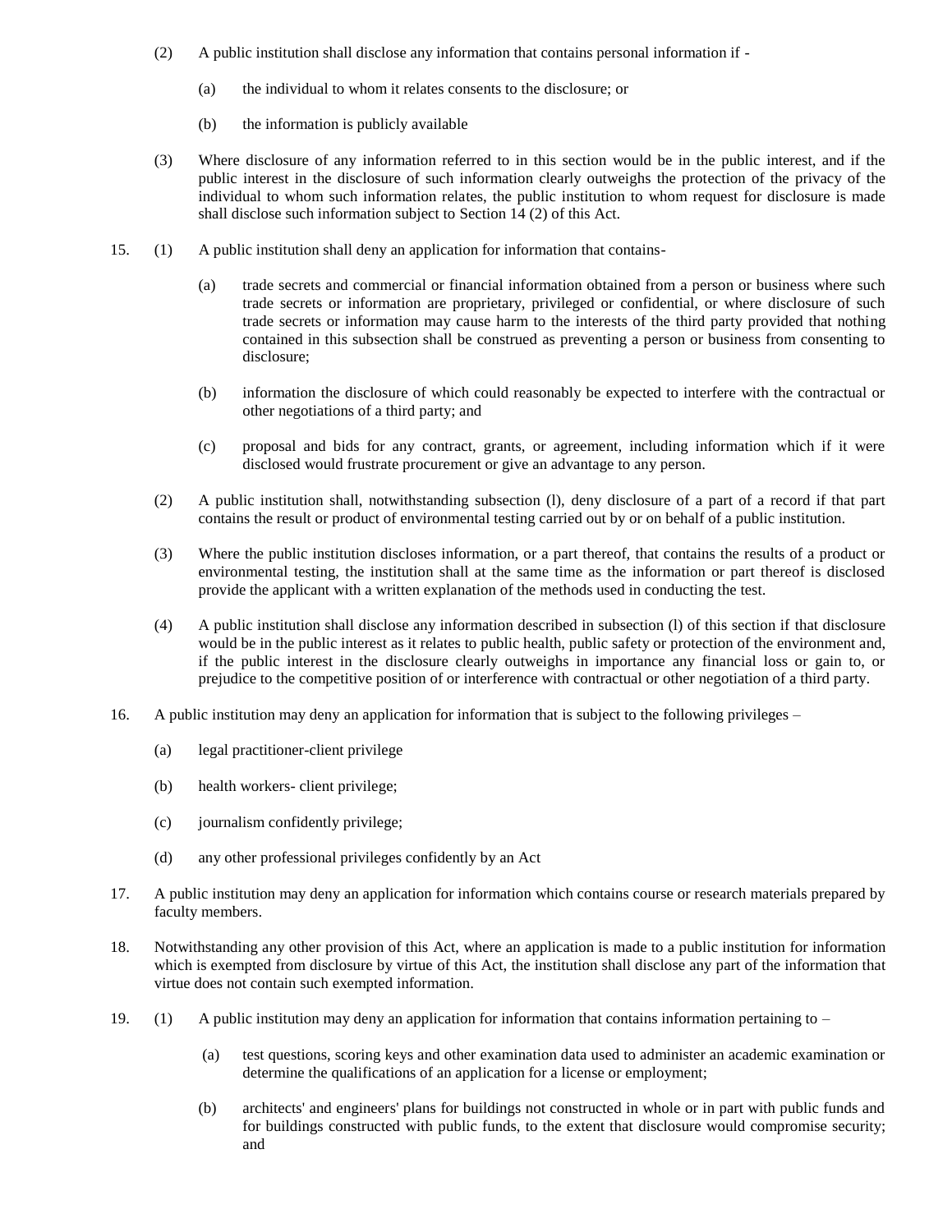(2) A public institution shall disclose any information that contains personal information if -

(a) the individual to whom it relates consents to the disclosure; or

(b) the information is publicly available

(3) Where disclosure of any information referred to in this section would be in the public interest, and if the public interest in the disclosure of such information clearly outweighs the protection of the privacy of the individual to whom such information relates, the public institution to whom request for disclosure is made shall disclose such information subject to Section 14 (2) of this Act.

15. (1) A public institution shall deny an application for information that contains-

(a) trade secrets and commercial or financial information obtained from a person or business where such trade secrets or information are proprietary, privileged or confidential, or where disclosure of such trade secrets or information may cause harm to the interests of the third party provided that nothing contained in this subsection shall be construed as preventing a person or business from consenting to disclosure;

(b) information the disclosure of which could reasonably be expected to interfere with the contractual or other negotiations of a third party; and

(c) proposal and bids for any contract, grants, or agreement, including information which if it were disclosed would frustrate procurement or give an advantage to any person.

(2) A public institution shall, notwithstanding subsection (l), deny disclosure of a part of a record if that part contains the result or product of environmental testing carried out by or on behalf of a public institution.

(3) Where the public institution discloses information, or a part thereof, that contains the results of a product or environmental testing, the institution shall at the same time as the information or part thereof is disclosed provide the applicant with a written explanation of the methods used in conducting the test.

(4) A public institution shall disclose any information described in subsection (l) of this section if that disclosure would be in the public interest as it relates to public health, public safety or protection of the environment and, if the public interest in the disclosure clearly outweighs in importance any financial loss or gain to, or prejudice to the competitive position of or interference with contractual or other negotiation of a third party.

16. A public institution may deny an application for information that is subject to the following privileges –

(a) legal practitioner-client privilege

(b) health workers- client privilege;

(c) journalism confidently privilege;

(d) any other professional privileges confidently by an Act

17. A public institution may deny an application for information which contains course or research materials prepared by faculty members.

18. Notwithstanding any other provision of this Act, where an application is made to a public institution for information which is exempted from disclosure by virtue of this Act, the institution shall disclose any part of the information that virtue does not contain such exempted information.

19. (1) A public institution may deny an application for information that contains information pertaining to –

(a) test questions, scoring keys and other examination data used to administer an academic examination or determine the qualifications of an application for a license or employment;

(b) architects' and engineers' plans for buildings not constructed in whole or in part with public funds and for buildings constructed with public funds, to the extent that disclosure would compromise security; and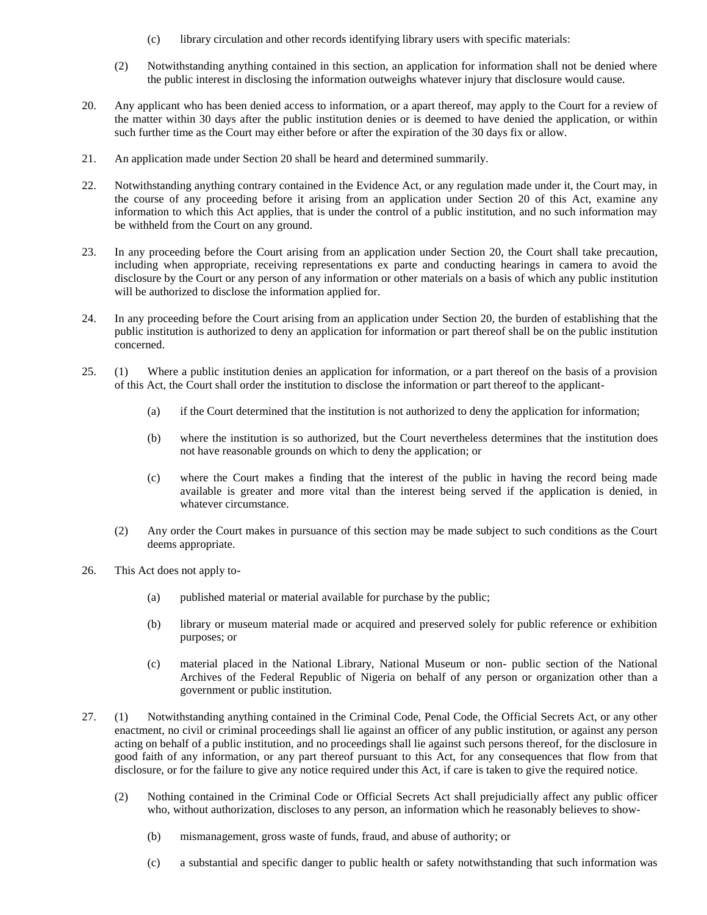(c) library circulation and other records identifying library users with specific materials:

(2) Notwithstanding anything contained in this section, an application for information shall not be denied where the public interest in disclosing the information outweighs whatever injury that disclosure would cause.

20. Any applicant who has been denied access to information, or a apart thereof, may apply to the Court for a review of the matter within 30 days after the public institution denies or is deemed to have denied the application, or within such further time as the Court may either before or after the expiration of the 30 days fix or allow.

21. An application made under Section 20 shall be heard and determined summarily.

22. Notwithstanding anything contrary contained in the Evidence Act, or any regulation made under it, the Court may, in the course of any proceeding before it arising from an application under Section 20 of this Act, examine any information to which this Act applies, that is under the control of a public institution, and no such information may be withheld from the Court on any ground.

23. In any proceeding before the Court arising from an application under Section 20, the Court shall take precaution, including when appropriate, receiving representations ex parte and conducting hearings in camera to avoid the disclosure by the Court or any person of any information or other materials on a basis of which any public institution will be authorized to disclose the information applied for.

24. In any proceeding before the Court arising from an application under Section 20, the burden of establishing that the public institution is authorized to deny an application for information or part thereof shall be on the public institution concerned.

25. (1) Where a public institution denies an application for information, or a part thereof on the basis of a provision of this Act, the Court shall order the institution to disclose the information or part thereof to the applicant-

(a) if the Court determined that the institution is not authorized to deny the application for information;

(b) where the institution is so authorized, but the Court nevertheless determines that the institution does not have reasonable grounds on which to deny the application; or

(c) where the Court makes a finding that the interest of the public in having the record being made available is greater and more vital than the interest being served if the application is denied, in whatever circumstance.

(2) Any order the Court makes in pursuance of this section may be made subject to such conditions as the Court deems appropriate.

26. This Act does not apply to-

(a) published material or material available for purchase by the public;

(b) library or museum material made or acquired and preserved solely for public reference or exhibition purposes; or

(c) material placed in the National Library, National Museum or non- public section of the National Archives of the Federal Republic of Nigeria on behalf of any person or organization other than a government or public institution.

27. (1) Notwithstanding anything contained in the Criminal Code, Penal Code, the Official Secrets Act, or any other enactment, no civil or criminal proceedings shall lie against an officer of any public institution, or against any person acting on behalf of a public institution, and no proceedings shall lie against such persons thereof, for the disclosure in good faith of any information, or any part thereof pursuant to this Act, for any consequences that flow from that disclosure, or for the failure to give any notice required under this Act, if care is taken to give the required notice.

(2) Nothing contained in the Criminal Code or Official Secrets Act shall prejudicially affect any public officer who, without authorization, discloses to any person, an information which he reasonably believes to show-

(b) mismanagement, gross waste of funds, fraud, and abuse of authority; or

(c) a substantial and specific danger to public health or safety notwithstanding that such information was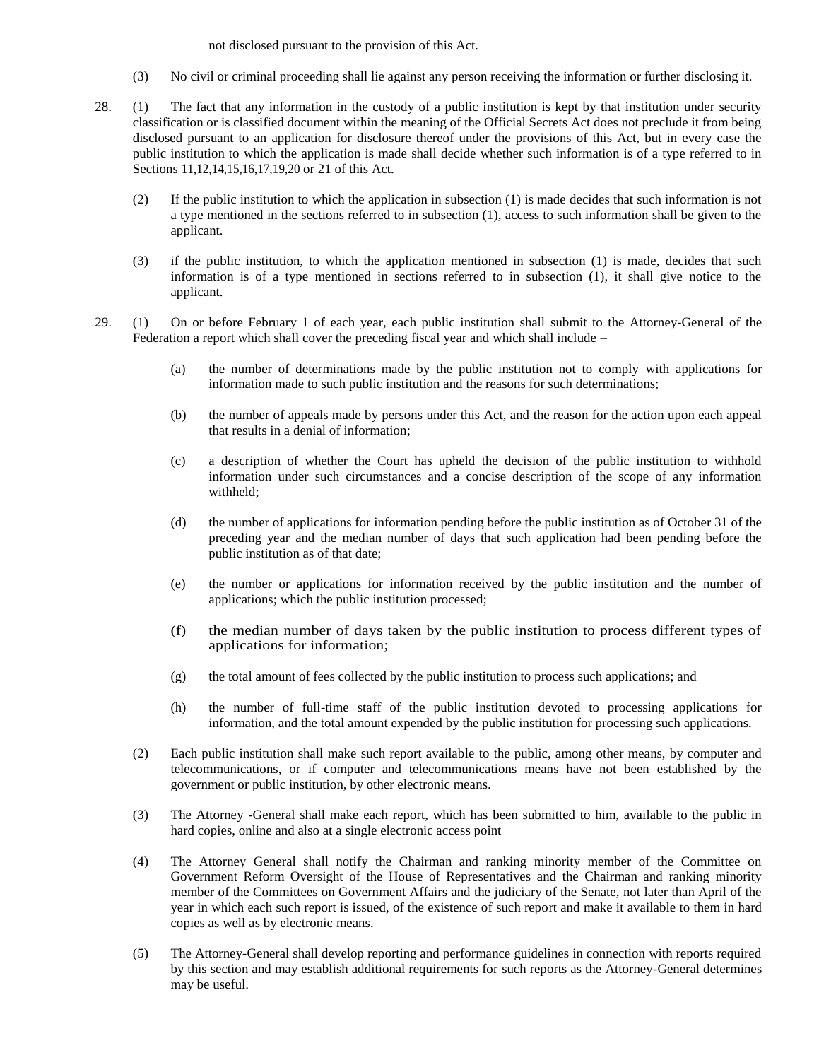not disclosed pursuant to the provision of this Act.

(3) No civil or criminal proceeding shall lie against any person receiving the information or further disclosing it.

28. (1) The fact that any information in the custody of a public institution is kept by that institution under security classification or is classified document within the meaning of the Official Secrets Act does not preclude it from being disclosed pursuant to an application for disclosure thereof under the provisions of this Act, but in every case the public institution to which the application is made shall decide whether such information is of a type referred to in Sections 11,12,14,15,16,17,19,20 or 21 of this Act.

(2) If the public institution to which the application in subsection (1) is made decides that such information is not a type mentioned in the sections referred to in subsection (1), access to such information shall be given to the applicant.

(3) if the public institution, to which the application mentioned in subsection (1) is made, decides that such information is of a type mentioned in sections referred to in subsection (1), it shall give notice to the applicant.

29. (1) On or before February 1 of each year, each public institution shall submit to the Attorney-General of the Federation a report which shall cover the preceding fiscal year and which shall include –

(a) the number of determinations made by the public institution not to comply with applications for information made to such public institution and the reasons for such determinations;

(b) the number of appeals made by persons under this Act, and the reason for the action upon each appeal that results in a denial of information;

(c) a description of whether the Court has upheld the decision of the public institution to withhold information under such circumstances and a concise description of the scope of any information withheld;

(d) the number of applications for information pending before the public institution as of October 31 of the preceding year and the median number of days that such application had been pending before the public institution as of that date;

(e) the number or applications for information received by the public institution and the number of applications; which the public institution processed;

(f) the median number of days taken by the public institution to process different types of applications for information;

(g) the total amount of fees collected by the public institution to process such applications; and

(h) the number of full-time staff of the public institution devoted to processing applications for information, and the total amount expended by the public institution for processing such applications.

(2) Each public institution shall make such report available to the public, among other means, by computer and telecommunications, or if computer and telecommunications means have not been established by the government or public institution, by other electronic means.

(3) The Attorney -General shall make each report, which has been submitted to him, available to the public in hard copies, online and also at a single electronic access point

(4) The Attorney General shall notify the Chairman and ranking minority member of the Committee on Government Reform Oversight of the House of Representatives and the Chairman and ranking minority member of the Committees on Government Affairs and the judiciary of the Senate, not later than April of the year in which each such report is issued, of the existence of such report and make it available to them in hard copies as well as by electronic means.

(5) The Attorney-General shall develop reporting and performance guidelines in connection with reports required by this section and may establish additional requirements for such reports as the Attorney-General determines may be useful.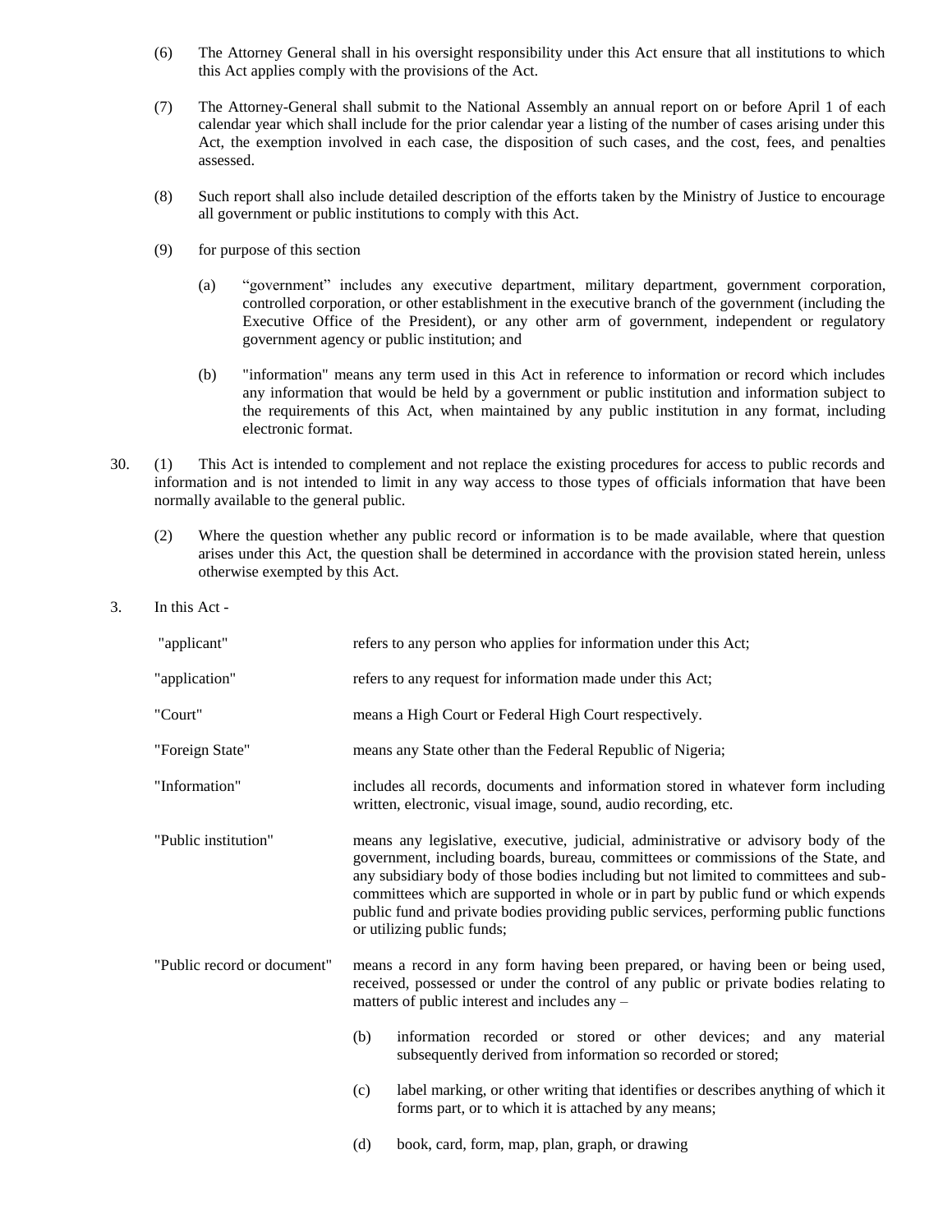(6) The Attorney General shall in his oversight responsibility under this Act ensure that all institutions to which this Act applies comply with the provisions of the Act.

(7) The Attorney-General shall submit to the National Assembly an annual report on or before April 1 of each calendar year which shall include for the prior calendar year a listing of the number of cases arising under this Act, the exemption involved in each case, the disposition of such cases, and the cost, fees, and penalties assessed.

(8) Such report shall also include detailed description of the efforts taken by the Ministry of Justice to encourage all government or public institutions to comply with this Act.

(9) for purpose of this section

(a) "government" includes any executive department, military department, government corporation, controlled corporation, or other establishment in the executive branch of the government (including the Executive Office of the President), or any other arm of government, independent or regulatory government agency or public institution; and

(b) "information" means any term used in this Act in reference to information or record which includes any information that would be held by a government or public institution and information subject to the requirements of this Act, when maintained by any public institution in any format, including electronic format.

30. (1) This Act is intended to complement and not replace the existing procedures for access to public records and information and is not intended to limit in any way access to those types of officials information that have been normally available to the general public.

(2) Where the question whether any public record or information is to be made available, where that question arises under this Act, the question shall be determined in accordance with the provision stated herein, unless otherwise exempted by this Act.

3. In this Act -

"applicant" refers to any person who applies for information under this Act;

"application" refers to any request for information made under this Act;

"Court" means a High Court or Federal High Court respectively.

"Foreign State" means any State other than the Federal Republic of Nigeria;

"Information" includes all records, documents and information stored in whatever form including written, electronic, visual image, sound, audio recording, etc.

"Public institution" means any legislative, executive, judicial, administrative or advisory body of the government, including boards, bureau, committees or commissions of the State, and any subsidiary body of those bodies including but not limited to committees and sub-committees which are supported in whole or in part by public fund or which expends public fund and private bodies providing public services, performing public functions or utilizing public funds;

"Public record or document" means a record in any form having been prepared, or having been or being used, received, possessed or under the control of any public or private bodies relating to matters of public interest and includes any –

(b) information recorded or stored or other devices; and any material subsequently derived from information so recorded or stored;

(c) label marking, or other writing that identifies or describes anything of which it forms part, or to which it is attached by any means;

(d) book, card, form, map, plan, graph, or drawing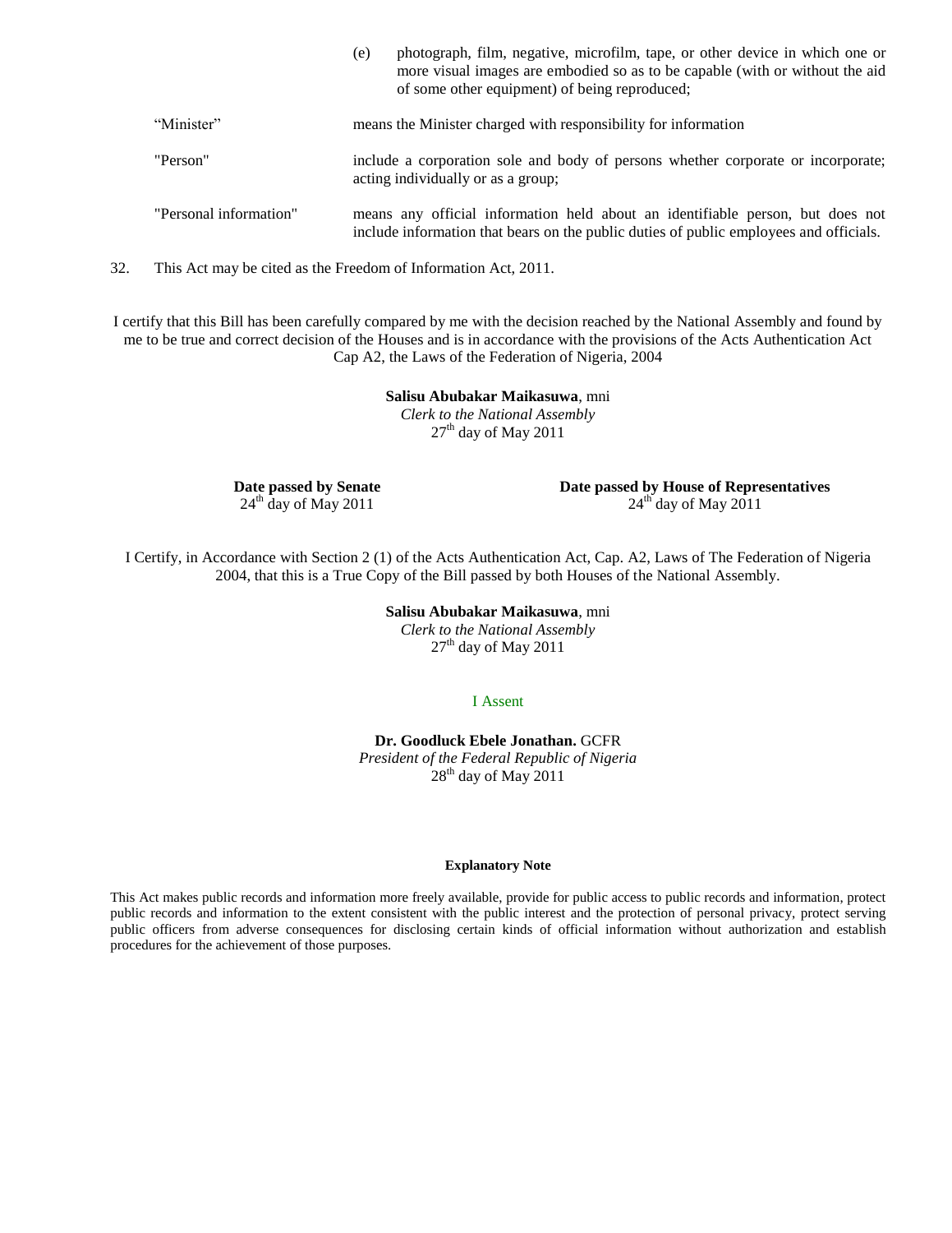(e) photograph, film, negative, microfilm, tape, or other device in which one or more visual images are embodied so as to be capable (with or without the aid of some other equipment) of being reproduced;

"Minister" means the Minister charged with responsibility for information

"Person" include a corporation sole and body of persons whether corporate or incorporate; acting individually or as a group;

"Personal information" means any official information held about an identifiable person, but does not include information that bears on the public duties of public employees and officials.

32. This Act may be cited as the Freedom of Information Act, 2011.

I certify that this Bill has been carefully compared by me with the decision reached by the National Assembly and found by me to be true and correct decision of the Houses and is in accordance with the provisions of the Acts Authentication Act Cap A2, the Laws of the Federation of Nigeria, 2004

**Salisu Abubakar Maikasuwa**, mni
*Clerk to the National Assembly*
27th day of May 2011

**Date passed by Senate**
24th day of May 2011

**Date passed by House of Representatives**
24th day of May 2011

I Certify, in Accordance with Section 2 (1) of the Acts Authentication Act, Cap. A2, Laws of The Federation of Nigeria 2004, that this is a True Copy of the Bill passed by both Houses of the National Assembly.

**Salisu Abubakar Maikasuwa**, mni
*Clerk to the National Assembly*
27th day of May 2011

I Assent

**Dr. Goodluck Ebele Jonathan.** GCFR
*President of the Federal Republic of Nigeria*
28th day of May 2011

**Explanatory Note**

This Act makes public records and information more freely available, provide for public access to public records and information, protect public records and information to the extent consistent with the public interest and the protection of personal privacy, protect serving public officers from adverse consequences for disclosing certain kinds of official information without authorization and establish procedures for the achievement of those purposes.